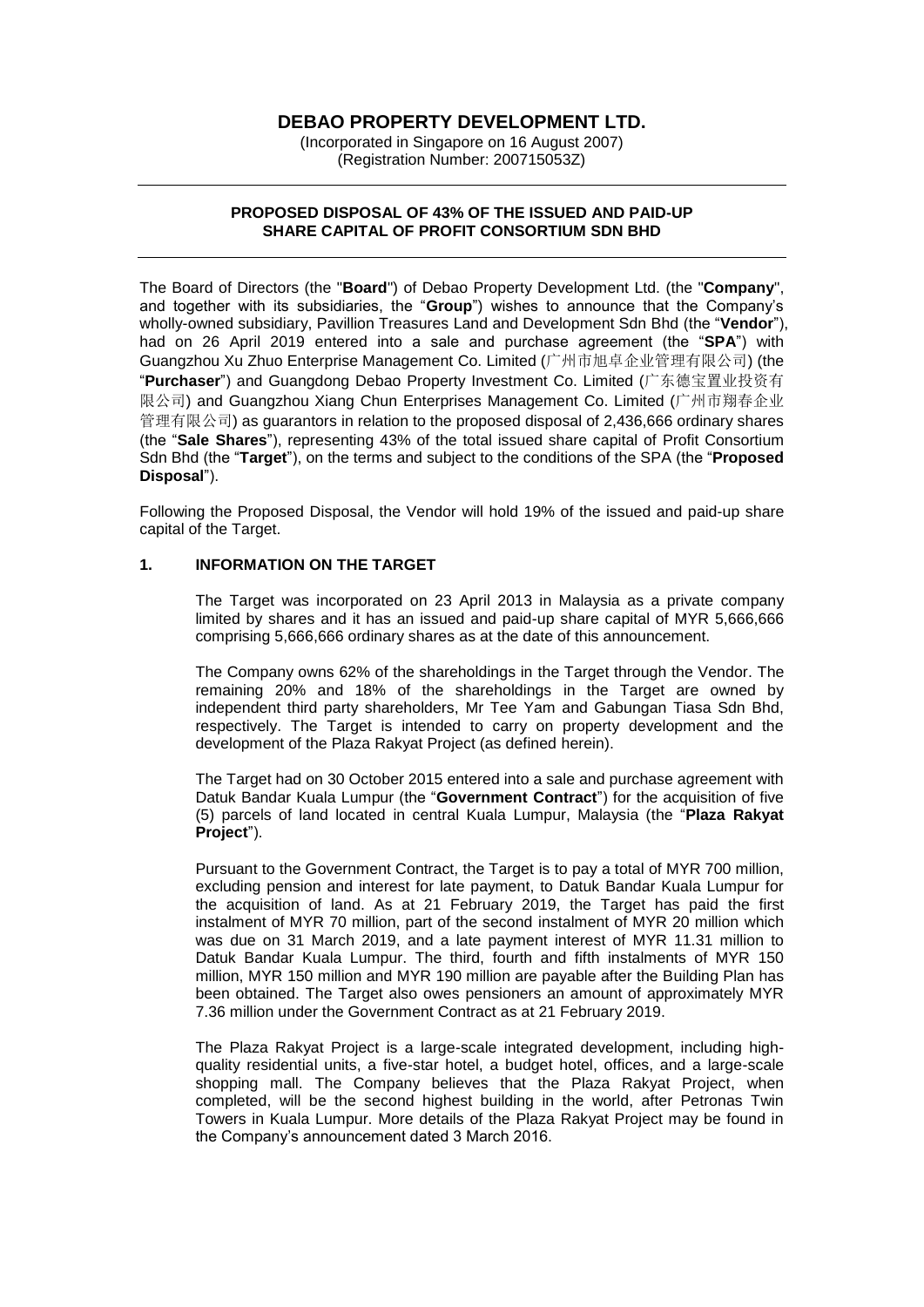# DEBAO PROPERTY DEVELOPMENT LTD.

(Incorporated in Singapore on 16 August 2007)
(Registration Number: 200715053Z)

---

## PROPOSED DISPOSAL OF 43% OF THE ISSUED AND PAID-UP SHARE CAPITAL OF PROFIT CONSORTIUM SDN BHD

---

The Board of Directors (the "**Board**") of Debao Property Development Ltd. (the "**Company**", and together with its subsidiaries, the "**Group**") wishes to announce that the Company's wholly-owned subsidiary, Pavillion Treasures Land and Development Sdn Bhd (the "**Vendor**"), had on 26 April 2019 entered into a sale and purchase agreement (the "**SPA**") with Guangzhou Xu Zhuo Enterprise Management Co. Limited (广州市旭卓企业管理有限公司) (the "**Purchaser**") and Guangdong Debao Property Investment Co. Limited (广东德宝置业投资有限公司) and Guangzhou Xiang Chun Enterprises Management Co. Limited (广州市翔春企业管理有限公司) as guarantors in relation to the proposed disposal of 2,436,666 ordinary shares (the "**Sale Shares**"), representing 43% of the total issued share capital of Profit Consortium Sdn Bhd (the "**Target**"), on the terms and subject to the conditions of the SPA (the "**Proposed Disposal**").

Following the Proposed Disposal, the Vendor will hold 19% of the issued and paid-up share capital of the Target.

### 1. INFORMATION ON THE TARGET

The Target was incorporated on 23 April 2013 in Malaysia as a private company limited by shares and it has an issued and paid-up share capital of MYR 5,666,666 comprising 5,666,666 ordinary shares as at the date of this announcement.

The Company owns 62% of the shareholdings in the Target through the Vendor. The remaining 20% and 18% of the shareholdings in the Target are owned by independent third party shareholders, Mr Tee Yam and Gabungan Tiasa Sdn Bhd, respectively. The Target is intended to carry on property development and the development of the Plaza Rakyat Project (as defined herein).

The Target had on 30 October 2015 entered into a sale and purchase agreement with Datuk Bandar Kuala Lumpur (the "**Government Contract**") for the acquisition of five (5) parcels of land located in central Kuala Lumpur, Malaysia (the "**Plaza Rakyat Project**").

Pursuant to the Government Contract, the Target is to pay a total of MYR 700 million, excluding pension and interest for late payment, to Datuk Bandar Kuala Lumpur for the acquisition of land. As at 21 February 2019, the Target has paid the first instalment of MYR 70 million, part of the second instalment of MYR 20 million which was due on 31 March 2019, and a late payment interest of MYR 11.31 million to Datuk Bandar Kuala Lumpur. The third, fourth and fifth instalments of MYR 150 million, MYR 150 million and MYR 190 million are payable after the Building Plan has been obtained. The Target also owes pensioners an amount of approximately MYR 7.36 million under the Government Contract as at 21 February 2019.

The Plaza Rakyat Project is a large-scale integrated development, including high-quality residential units, a five-star hotel, a budget hotel, offices, and a large-scale shopping mall. The Company believes that the Plaza Rakyat Project, when completed, will be the second highest building in the world, after Petronas Twin Towers in Kuala Lumpur. More details of the Plaza Rakyat Project may be found in the Company's announcement dated 3 March 2016.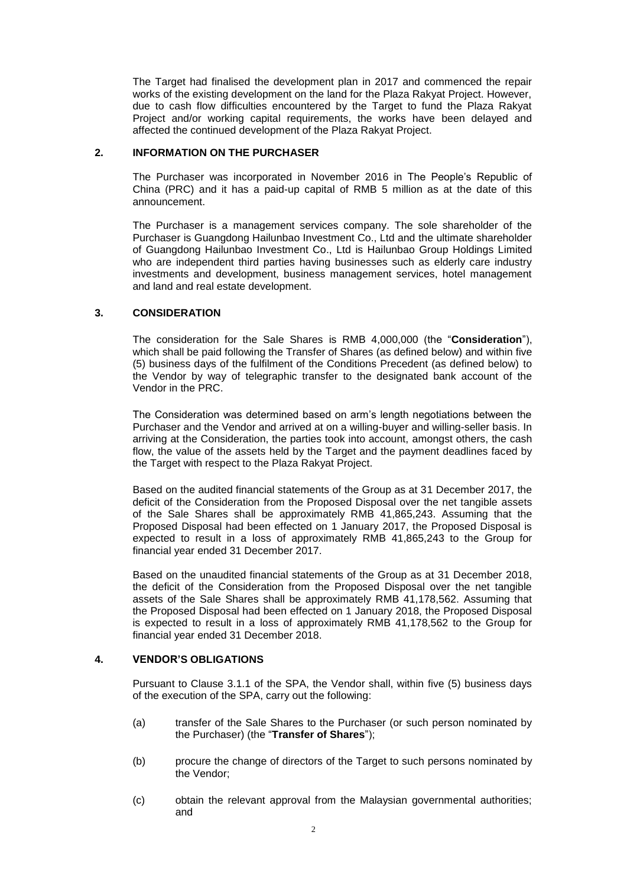The Target had finalised the development plan in 2017 and commenced the repair works of the existing development on the land for the Plaza Rakyat Project. However, due to cash flow difficulties encountered by the Target to fund the Plaza Rakyat Project and/or working capital requirements, the works have been delayed and affected the continued development of the Plaza Rakyat Project.

## 2. INFORMATION ON THE PURCHASER

The Purchaser was incorporated in November 2016 in The People's Republic of China (PRC) and it has a paid-up capital of RMB 5 million as at the date of this announcement.

The Purchaser is a management services company. The sole shareholder of the Purchaser is Guangdong Hailunbao Investment Co., Ltd and the ultimate shareholder of Guangdong Hailunbao Investment Co., Ltd is Hailunbao Group Holdings Limited who are independent third parties having businesses such as elderly care industry investments and development, business management services, hotel management and land and real estate development.

## 3. CONSIDERATION

The consideration for the Sale Shares is RMB 4,000,000 (the "**Consideration**"), which shall be paid following the Transfer of Shares (as defined below) and within five (5) business days of the fulfilment of the Conditions Precedent (as defined below) to the Vendor by way of telegraphic transfer to the designated bank account of the Vendor in the PRC.

The Consideration was determined based on arm's length negotiations between the Purchaser and the Vendor and arrived at on a willing-buyer and willing-seller basis. In arriving at the Consideration, the parties took into account, amongst others, the cash flow, the value of the assets held by the Target and the payment deadlines faced by the Target with respect to the Plaza Rakyat Project.

Based on the audited financial statements of the Group as at 31 December 2017, the deficit of the Consideration from the Proposed Disposal over the net tangible assets of the Sale Shares shall be approximately RMB 41,865,243. Assuming that the Proposed Disposal had been effected on 1 January 2017, the Proposed Disposal is expected to result in a loss of approximately RMB 41,865,243 to the Group for financial year ended 31 December 2017.

Based on the unaudited financial statements of the Group as at 31 December 2018, the deficit of the Consideration from the Proposed Disposal over the net tangible assets of the Sale Shares shall be approximately RMB 41,178,562. Assuming that the Proposed Disposal had been effected on 1 January 2018, the Proposed Disposal is expected to result in a loss of approximately RMB 41,178,562 to the Group for financial year ended 31 December 2018.

## 4. VENDOR'S OBLIGATIONS

Pursuant to Clause 3.1.1 of the SPA, the Vendor shall, within five (5) business days of the execution of the SPA, carry out the following:

(a) transfer of the Sale Shares to the Purchaser (or such person nominated by the Purchaser) (the "**Transfer of Shares**");

(b) procure the change of directors of the Target to such persons nominated by the Vendor;

(c) obtain the relevant approval from the Malaysian governmental authorities; and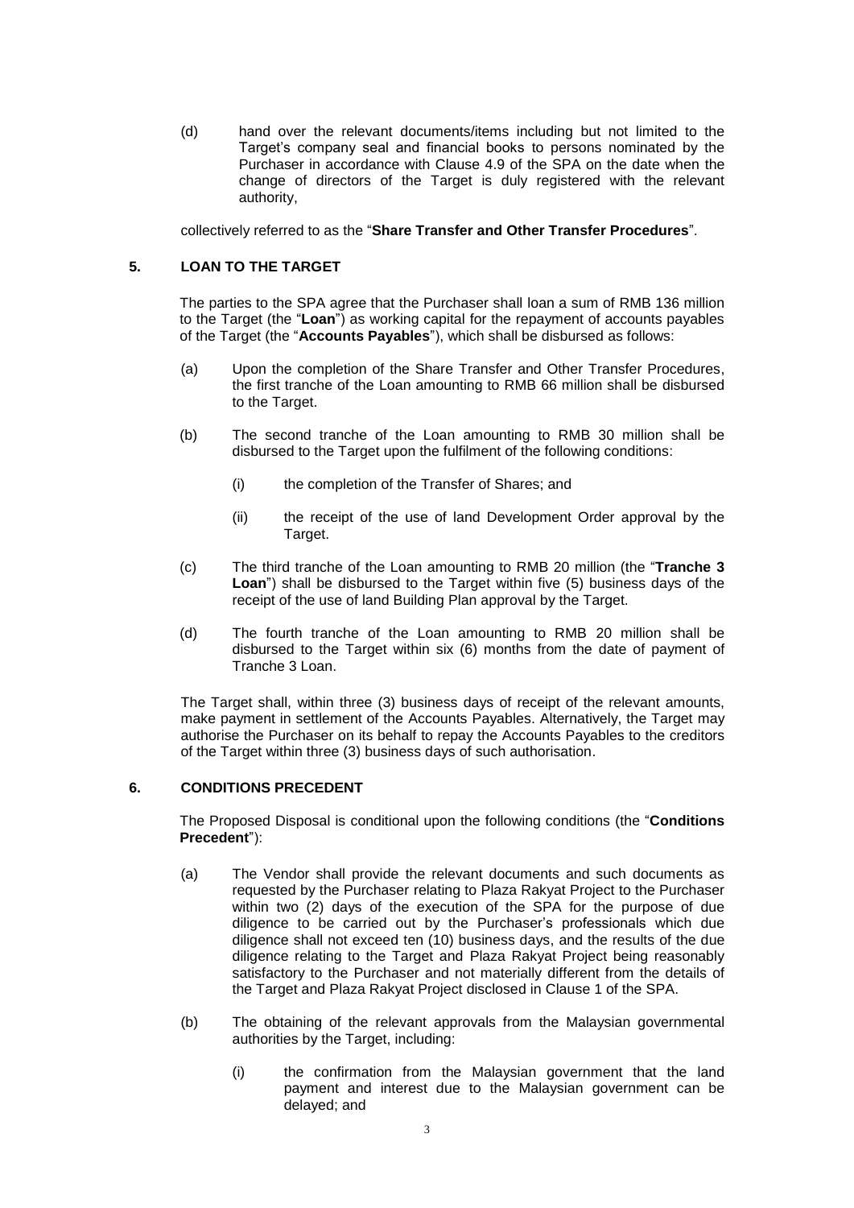(d) hand over the relevant documents/items including but not limited to the Target's company seal and financial books to persons nominated by the Purchaser in accordance with Clause 4.9 of the SPA on the date when the change of directors of the Target is duly registered with the relevant authority,

collectively referred to as the "**Share Transfer and Other Transfer Procedures**".

## 5. LOAN TO THE TARGET

The parties to the SPA agree that the Purchaser shall loan a sum of RMB 136 million to the Target (the "**Loan**") as working capital for the repayment of accounts payables of the Target (the "**Accounts Payables**"), which shall be disbursed as follows:

(a) Upon the completion of the Share Transfer and Other Transfer Procedures, the first tranche of the Loan amounting to RMB 66 million shall be disbursed to the Target.

(b) The second tranche of the Loan amounting to RMB 30 million shall be disbursed to the Target upon the fulfilment of the following conditions:

   (i) the completion of the Transfer of Shares; and

   (ii) the receipt of the use of land Development Order approval by the Target.

(c) The third tranche of the Loan amounting to RMB 20 million (the "**Tranche 3 Loan**") shall be disbursed to the Target within five (5) business days of the receipt of the use of land Building Plan approval by the Target.

(d) The fourth tranche of the Loan amounting to RMB 20 million shall be disbursed to the Target within six (6) months from the date of payment of Tranche 3 Loan.

The Target shall, within three (3) business days of receipt of the relevant amounts, make payment in settlement of the Accounts Payables. Alternatively, the Target may authorise the Purchaser on its behalf to repay the Accounts Payables to the creditors of the Target within three (3) business days of such authorisation.

## 6. CONDITIONS PRECEDENT

The Proposed Disposal is conditional upon the following conditions (the "**Conditions Precedent**"):

(a) The Vendor shall provide the relevant documents and such documents as requested by the Purchaser relating to Plaza Rakyat Project to the Purchaser within two (2) days of the execution of the SPA for the purpose of due diligence to be carried out by the Purchaser's professionals which due diligence shall not exceed ten (10) business days, and the results of the due diligence relating to the Target and Plaza Rakyat Project being reasonably satisfactory to the Purchaser and not materially different from the details of the Target and Plaza Rakyat Project disclosed in Clause 1 of the SPA.

(b) The obtaining of the relevant approvals from the Malaysian governmental authorities by the Target, including:

   (i) the confirmation from the Malaysian government that the land payment and interest due to the Malaysian government can be delayed; and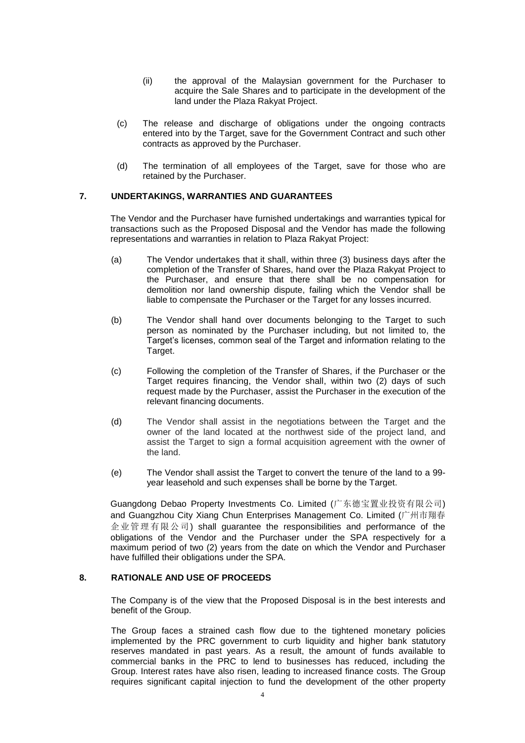(ii) the approval of the Malaysian government for the Purchaser to acquire the Sale Shares and to participate in the development of the land under the Plaza Rakyat Project.

(c) The release and discharge of obligations under the ongoing contracts entered into by the Target, save for the Government Contract and such other contracts as approved by the Purchaser.

(d) The termination of all employees of the Target, save for those who are retained by the Purchaser.

## 7. UNDERTAKINGS, WARRANTIES AND GUARANTEES

The Vendor and the Purchaser have furnished undertakings and warranties typical for transactions such as the Proposed Disposal and the Vendor has made the following representations and warranties in relation to Plaza Rakyat Project:

(a) The Vendor undertakes that it shall, within three (3) business days after the completion of the Transfer of Shares, hand over the Plaza Rakyat Project to the Purchaser, and ensure that there shall be no compensation for demolition nor land ownership dispute, failing which the Vendor shall be liable to compensate the Purchaser or the Target for any losses incurred.

(b) The Vendor shall hand over documents belonging to the Target to such person as nominated by the Purchaser including, but not limited to, the Target's licenses, common seal of the Target and information relating to the Target.

(c) Following the completion of the Transfer of Shares, if the Purchaser or the Target requires financing, the Vendor shall, within two (2) days of such request made by the Purchaser, assist the Purchaser in the execution of the relevant financing documents.

(d) The Vendor shall assist in the negotiations between the Target and the owner of the land located at the northwest side of the project land, and assist the Target to sign a formal acquisition agreement with the owner of the land.

(e) The Vendor shall assist the Target to convert the tenure of the land to a 99-year leasehold and such expenses shall be borne by the Target.

Guangdong Debao Property Investments Co. Limited (广东德宝置业投资有限公司) and Guangzhou City Xiang Chun Enterprises Management Co. Limited (广州市翔春企业管理有限公司) shall guarantee the responsibilities and performance of the obligations of the Vendor and the Purchaser under the SPA respectively for a maximum period of two (2) years from the date on which the Vendor and Purchaser have fulfilled their obligations under the SPA.

## 8. RATIONALE AND USE OF PROCEEDS

The Company is of the view that the Proposed Disposal is in the best interests and benefit of the Group.

The Group faces a strained cash flow due to the tightened monetary policies implemented by the PRC government to curb liquidity and higher bank statutory reserves mandated in past years. As a result, the amount of funds available to commercial banks in the PRC to lend to businesses has reduced, including the Group. Interest rates have also risen, leading to increased finance costs. The Group requires significant capital injection to fund the development of the other property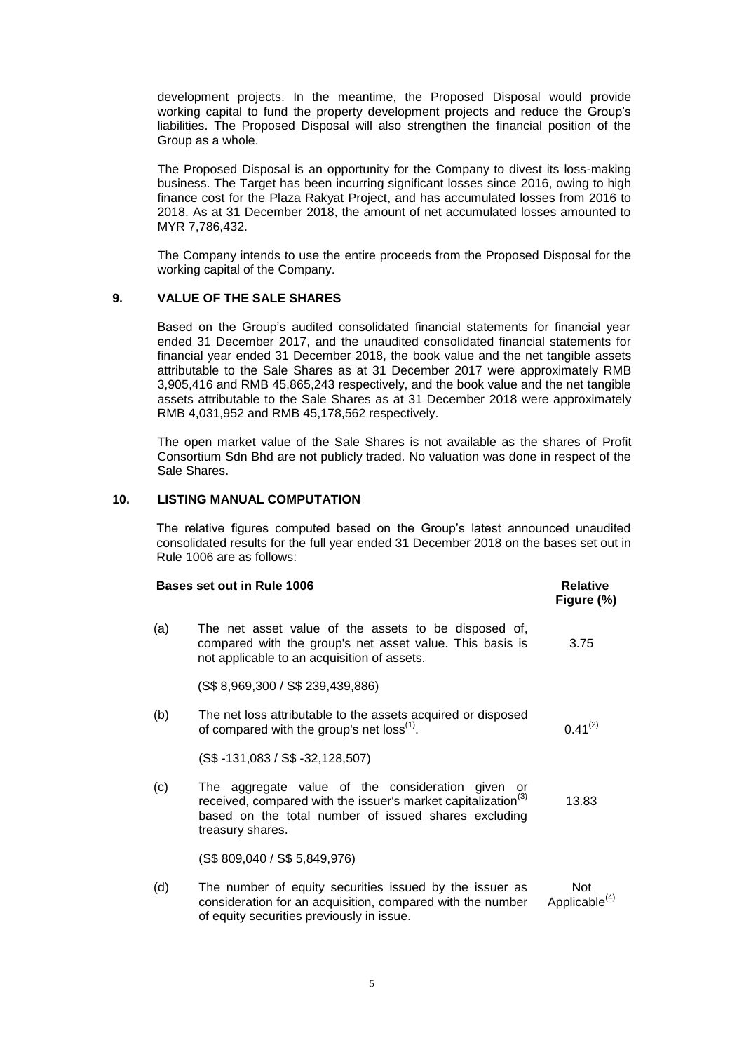development projects. In the meantime, the Proposed Disposal would provide working capital to fund the property development projects and reduce the Group's liabilities. The Proposed Disposal will also strengthen the financial position of the Group as a whole.

The Proposed Disposal is an opportunity for the Company to divest its loss-making business. The Target has been incurring significant losses since 2016, owing to high finance cost for the Plaza Rakyat Project, and has accumulated losses from 2016 to 2018. As at 31 December 2018, the amount of net accumulated losses amounted to MYR 7,786,432.

The Company intends to use the entire proceeds from the Proposed Disposal for the working capital of the Company.

## 9. VALUE OF THE SALE SHARES

Based on the Group's audited consolidated financial statements for financial year ended 31 December 2017, and the unaudited consolidated financial statements for financial year ended 31 December 2018, the book value and the net tangible assets attributable to the Sale Shares as at 31 December 2017 were approximately RMB 3,905,416 and RMB 45,865,243 respectively, and the book value and the net tangible assets attributable to the Sale Shares as at 31 December 2018 were approximately RMB 4,031,952 and RMB 45,178,562 respectively.

The open market value of the Sale Shares is not available as the shares of Profit Consortium Sdn Bhd are not publicly traded. No valuation was done in respect of the Sale Shares.

## 10. LISTING MANUAL COMPUTATION

The relative figures computed based on the Group's latest announced unaudited consolidated results for the full year ended 31 December 2018 on the bases set out in Rule 1006 are as follows:

| | Bases set out in Rule 1006 | Relative Figure (%) |
|---|---|---|
| (a) | The net asset value of the assets to be disposed of, compared with the group's net asset value. This basis is not applicable to an acquisition of assets.<br><br>(S$ 8,969,300 / S$ 239,439,886) | 3.75 |
| (b) | The net loss attributable to the assets acquired or disposed of compared with the group's net loss[(1)].<br><br>(S$ -131,083 / S$ -32,128,507) | 0.41[(2)] |
| (c) | The aggregate value of the consideration given or received, compared with the issuer's market capitalization[(3)] based on the total number of issued shares excluding treasury shares.<br><br>(S$ 809,040 / S$ 5,849,976) | 13.83 |
| (d) | The number of equity securities issued by the issuer as consideration for an acquisition, compared with the number of equity securities previously in issue. | Not Applicable[(4)] |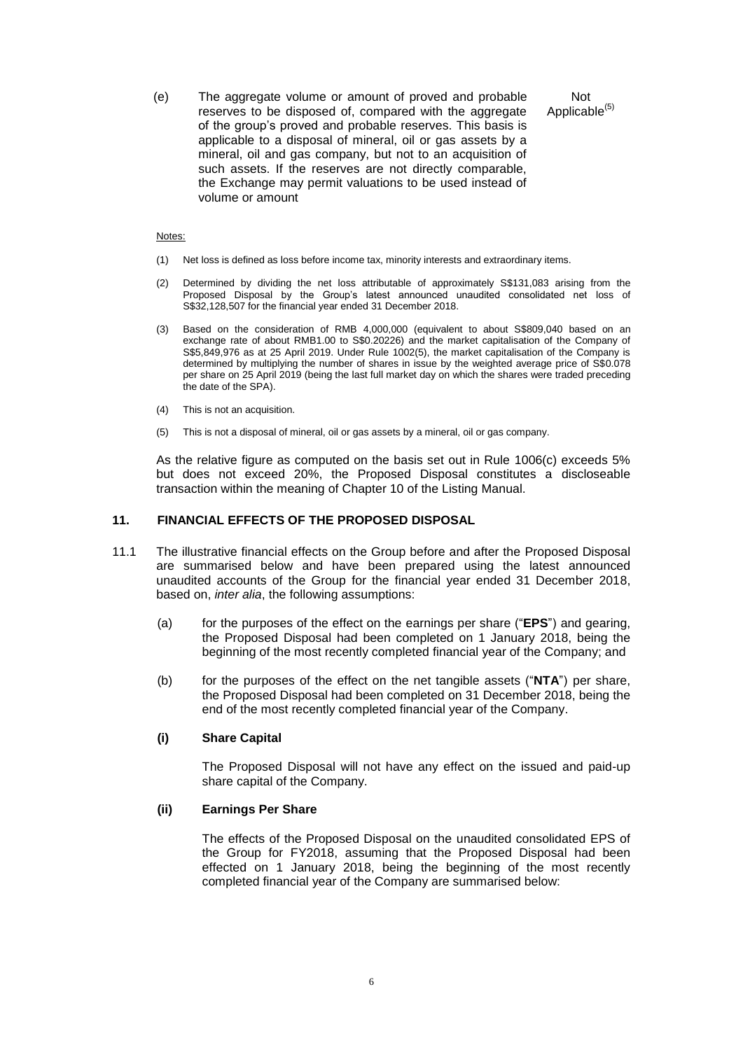| | | |
|---|---|---|
| (e) | The aggregate volume or amount of proved and probable reserves to be disposed of, compared with the aggregate of the group's proved and probable reserves. This basis is applicable to a disposal of mineral, oil or gas assets by a mineral, oil and gas company, but not to an acquisition of such assets. If the reserves are not directly comparable, the Exchange may permit valuations to be used instead of volume or amount | Not Applicable[(5)] |

Notes:

(1) Net loss is defined as loss before income tax, minority interests and extraordinary items.

(2) Determined by dividing the net loss attributable of approximately S$131,083 arising from the Proposed Disposal by the Group's latest announced unaudited consolidated net loss of S$32,128,507 for the financial year ended 31 December 2018.

(3) Based on the consideration of RMB 4,000,000 (equivalent to about S$809,040 based on an exchange rate of about RMB1.00 to S$0.20226) and the market capitalisation of the Company of S$5,849,976 as at 25 April 2019. Under Rule 1002(5), the market capitalisation of the Company is determined by multiplying the number of shares in issue by the weighted average price of S$0.078 per share on 25 April 2019 (being the last full market day on which the shares were traded preceding the date of the SPA).

(4) This is not an acquisition.

(5) This is not a disposal of mineral, oil or gas assets by a mineral, oil or gas company.

As the relative figure as computed on the basis set out in Rule 1006(c) exceeds 5% but does not exceed 20%, the Proposed Disposal constitutes a discloseable transaction within the meaning of Chapter 10 of the Listing Manual.

## 11. FINANCIAL EFFECTS OF THE PROPOSED DISPOSAL

11.1 The illustrative financial effects on the Group before and after the Proposed Disposal are summarised below and have been prepared using the latest announced unaudited accounts of the Group for the financial year ended 31 December 2018, based on, *inter alia*, the following assumptions:

(a) for the purposes of the effect on the earnings per share ("**EPS**") and gearing, the Proposed Disposal had been completed on 1 January 2018, being the beginning of the most recently completed financial year of the Company; and

(b) for the purposes of the effect on the net tangible assets ("**NTA**") per share, the Proposed Disposal had been completed on 31 December 2018, being the end of the most recently completed financial year of the Company.

### (i) Share Capital

The Proposed Disposal will not have any effect on the issued and paid-up share capital of the Company.

### (ii) Earnings Per Share

The effects of the Proposed Disposal on the unaudited consolidated EPS of the Group for FY2018, assuming that the Proposed Disposal had been effected on 1 January 2018, being the beginning of the most recently completed financial year of the Company are summarised below: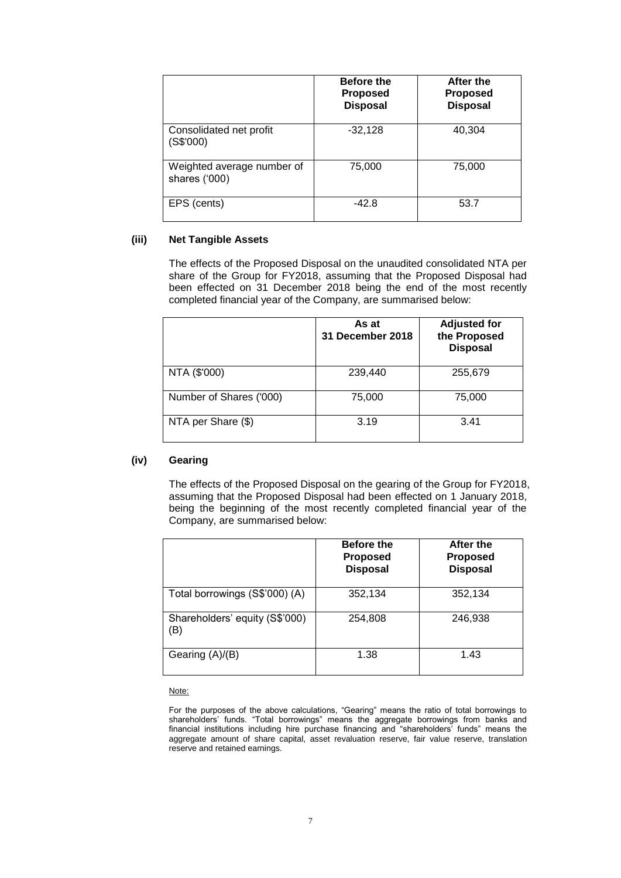| | Before the Proposed Disposal | After the Proposed Disposal |
|---|---|---|
| Consolidated net profit (S$'000) | -32,128 | 40,304 |
| Weighted average number of shares ('000) | 75,000 | 75,000 |
| EPS (cents) | -42.8 | 53.7 |

### (iii) Net Tangible Assets

The effects of the Proposed Disposal on the unaudited consolidated NTA per share of the Group for FY2018, assuming that the Proposed Disposal had been effected on 31 December 2018 being the end of the most recently completed financial year of the Company, are summarised below:

| | As at 31 December 2018 | Adjusted for the Proposed Disposal |
|---|---|---|
| NTA ($'000) | 239,440 | 255,679 |
| Number of Shares ('000) | 75,000 | 75,000 |
| NTA per Share ($) | 3.19 | 3.41 |

### (iv) Gearing

The effects of the Proposed Disposal on the gearing of the Group for FY2018, assuming that the Proposed Disposal had been effected on 1 January 2018, being the beginning of the most recently completed financial year of the Company, are summarised below:

| | Before the Proposed Disposal | After the Proposed Disposal |
|---|---|---|
| Total borrowings (S$'000) (A) | 352,134 | 352,134 |
| Shareholders' equity (S$'000) (B) | 254,808 | 246,938 |
| Gearing (A)/(B) | 1.38 | 1.43 |

Note:

For the purposes of the above calculations, "Gearing" means the ratio of total borrowings to shareholders' funds. "Total borrowings" means the aggregate borrowings from banks and financial institutions including hire purchase financing and "shareholders' funds" means the aggregate amount of share capital, asset revaluation reserve, fair value reserve, translation reserve and retained earnings.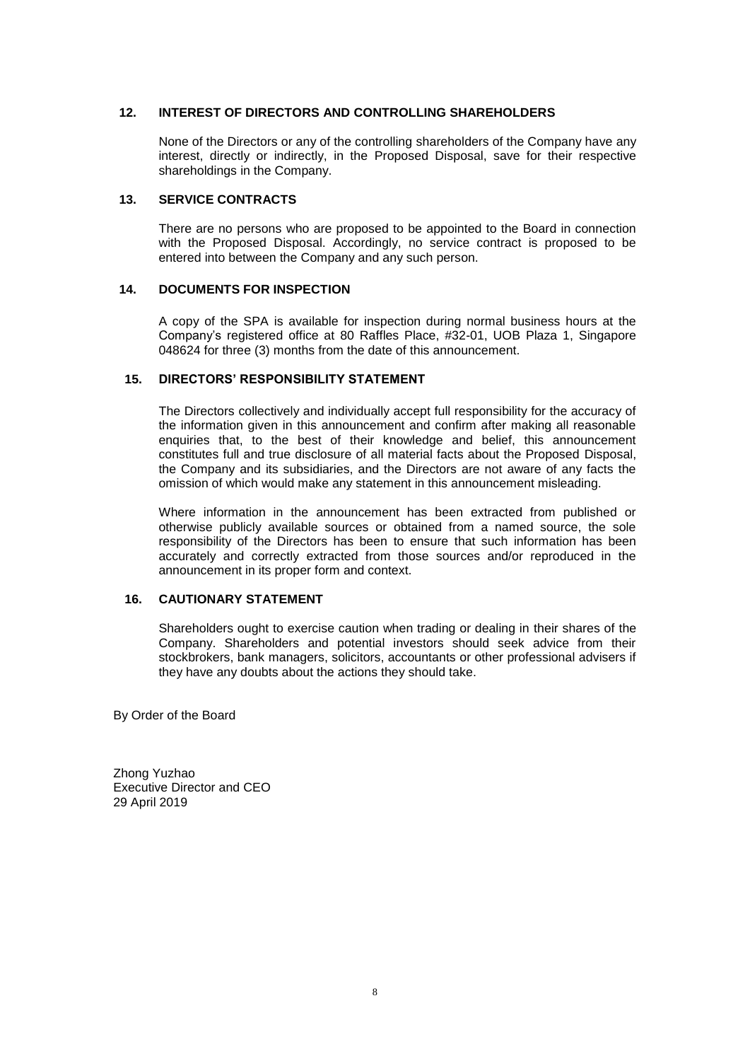## 12. INTEREST OF DIRECTORS AND CONTROLLING SHAREHOLDERS

None of the Directors or any of the controlling shareholders of the Company have any interest, directly or indirectly, in the Proposed Disposal, save for their respective shareholdings in the Company.

## 13. SERVICE CONTRACTS

There are no persons who are proposed to be appointed to the Board in connection with the Proposed Disposal. Accordingly, no service contract is proposed to be entered into between the Company and any such person.

## 14. DOCUMENTS FOR INSPECTION

A copy of the SPA is available for inspection during normal business hours at the Company's registered office at 80 Raffles Place, #32-01, UOB Plaza 1, Singapore 048624 for three (3) months from the date of this announcement.

## 15. DIRECTORS' RESPONSIBILITY STATEMENT

The Directors collectively and individually accept full responsibility for the accuracy of the information given in this announcement and confirm after making all reasonable enquiries that, to the best of their knowledge and belief, this announcement constitutes full and true disclosure of all material facts about the Proposed Disposal, the Company and its subsidiaries, and the Directors are not aware of any facts the omission of which would make any statement in this announcement misleading.

Where information in the announcement has been extracted from published or otherwise publicly available sources or obtained from a named source, the sole responsibility of the Directors has been to ensure that such information has been accurately and correctly extracted from those sources and/or reproduced in the announcement in its proper form and context.

## 16. CAUTIONARY STATEMENT

Shareholders ought to exercise caution when trading or dealing in their shares of the Company. Shareholders and potential investors should seek advice from their stockbrokers, bank managers, solicitors, accountants or other professional advisers if they have any doubts about the actions they should take.

By Order of the Board

Zhong Yuzhao
Executive Director and CEO
29 April 2019